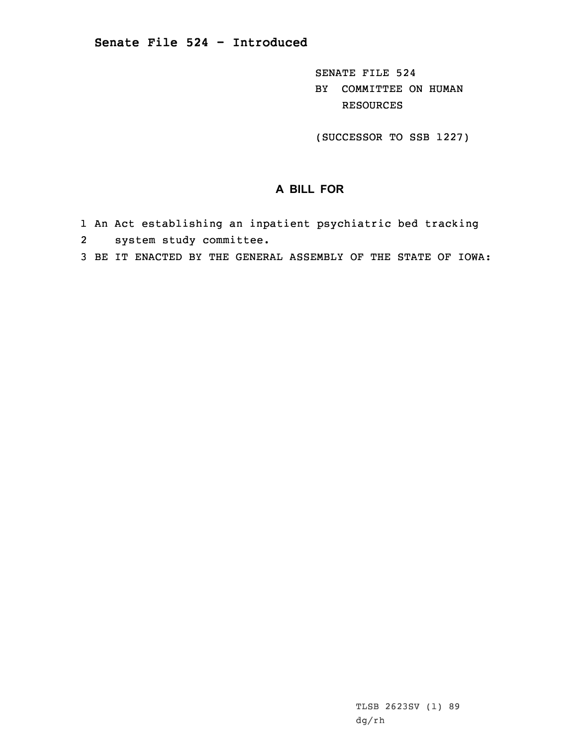# Senate File 524 - Introduced

SENATE FILE 524
BY COMMITTEE ON HUMAN RESOURCES

(SUCCESSOR TO SSB 1227)

## A BILL FOR

1 An Act establishing an inpatient psychiatric bed tracking
2 system study committee.
3 BE IT ENACTED BY THE GENERAL ASSEMBLY OF THE STATE OF IOWA:

TLSB 2623SV (1) 89
dg/rh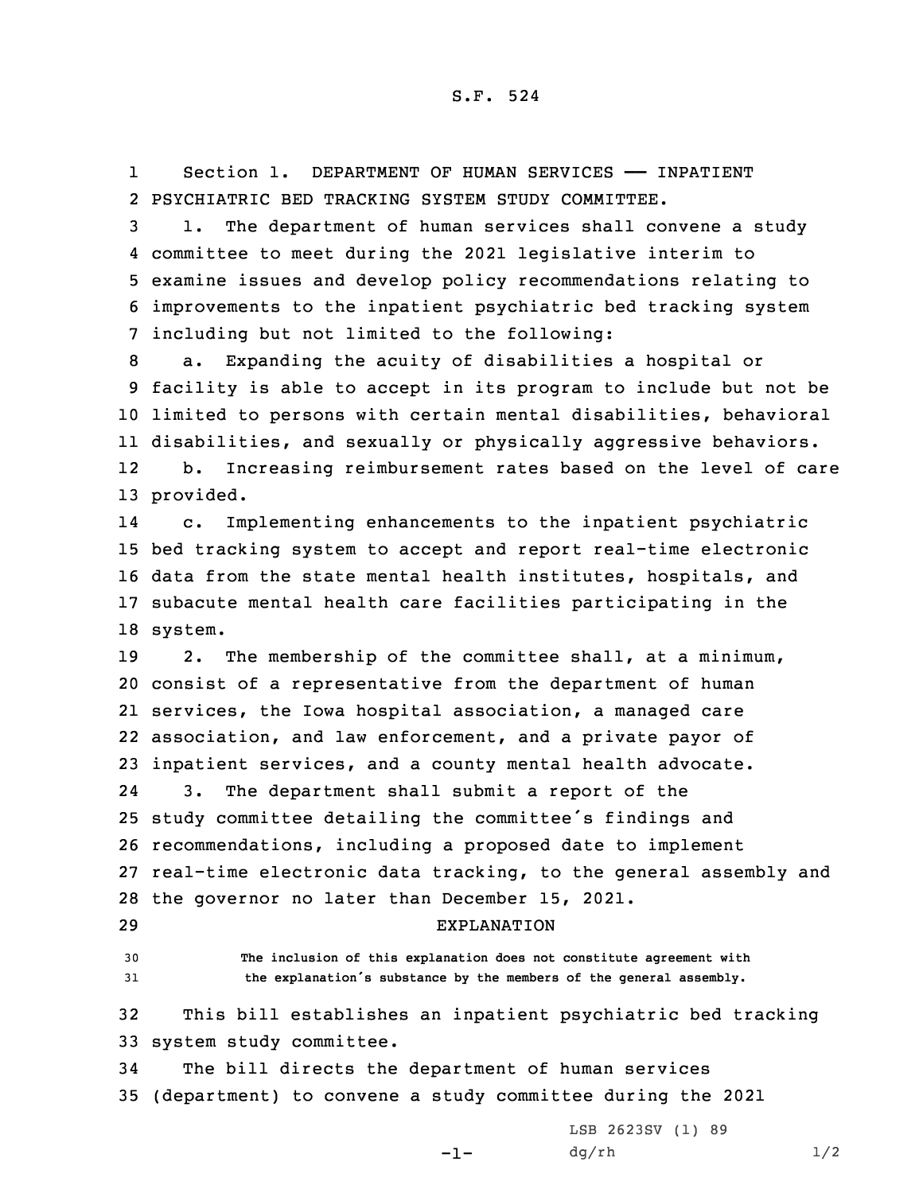S.F. 524

Section 1. DEPARTMENT OF HUMAN SERVICES —— INPATIENT PSYCHIATRIC BED TRACKING SYSTEM STUDY COMMITTEE.

1. The department of human services shall convene a study committee to meet during the 2021 legislative interim to examine issues and develop policy recommendations relating to improvements to the inpatient psychiatric bed tracking system including but not limited to the following:

a. Expanding the acuity of disabilities a hospital or facility is able to accept in its program to include but not be limited to persons with certain mental disabilities, behavioral disabilities, and sexually or physically aggressive behaviors.

b. Increasing reimbursement rates based on the level of care provided.

c. Implementing enhancements to the inpatient psychiatric bed tracking system to accept and report real-time electronic data from the state mental health institutes, hospitals, and subacute mental health care facilities participating in the system.

2. The membership of the committee shall, at a minimum, consist of a representative from the department of human services, the Iowa hospital association, a managed care association, and law enforcement, and a private payor of inpatient services, and a county mental health advocate.

3. The department shall submit a report of the study committee detailing the committee's findings and recommendations, including a proposed date to implement real-time electronic data tracking, to the general assembly and the governor no later than December 15, 2021.

EXPLANATION

The inclusion of this explanation does not constitute agreement with the explanation's substance by the members of the general assembly.

This bill establishes an inpatient psychiatric bed tracking system study committee.

The bill directs the department of human services (department) to convene a study committee during the 2021

LSB 2623SV (1) 89
dg/rh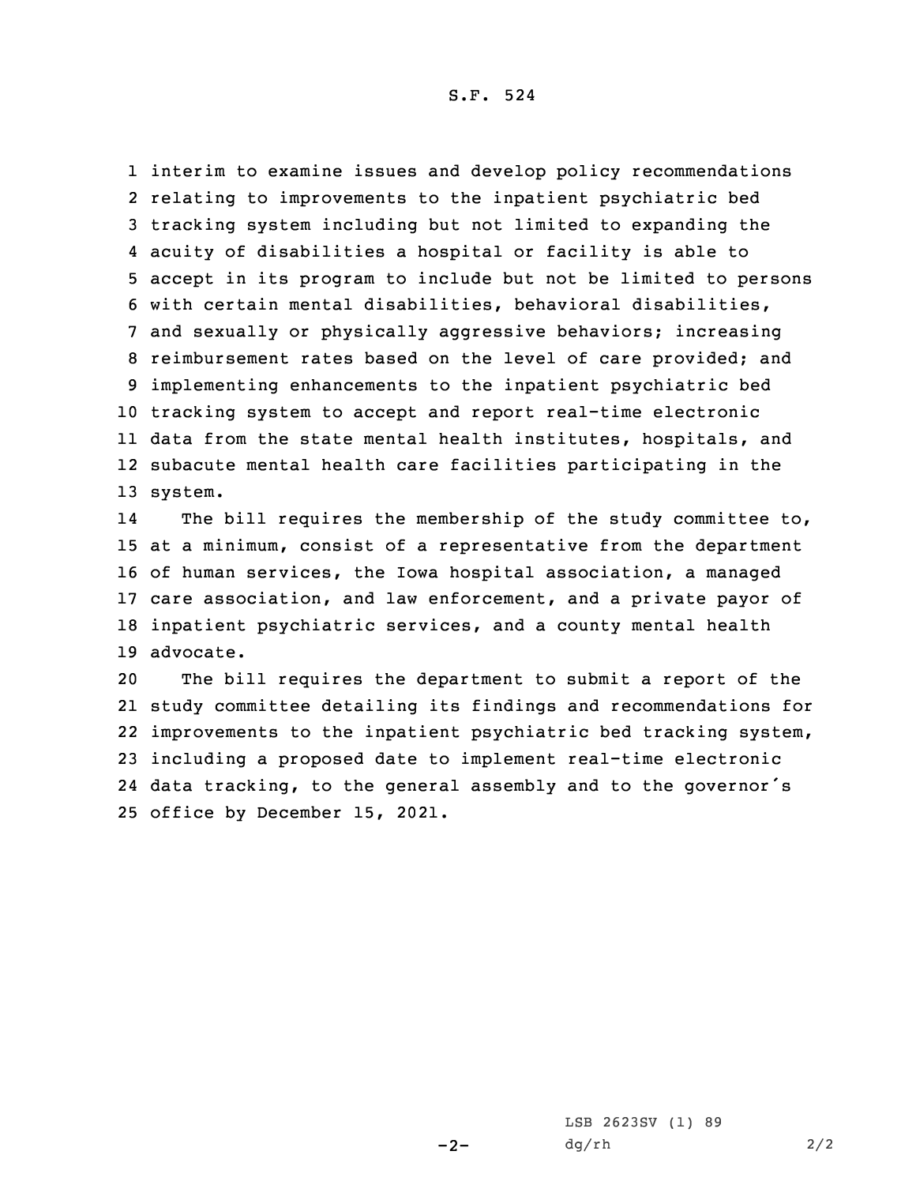interim to examine issues and develop policy recommendations relating to improvements to the inpatient psychiatric bed tracking system including but not limited to expanding the acuity of disabilities a hospital or facility is able to accept in its program to include but not be limited to persons with certain mental disabilities, behavioral disabilities, and sexually or physically aggressive behaviors; increasing reimbursement rates based on the level of care provided; and implementing enhancements to the inpatient psychiatric bed tracking system to accept and report real-time electronic data from the state mental health institutes, hospitals, and subacute mental health care facilities participating in the system.

The bill requires the membership of the study committee to, at a minimum, consist of a representative from the department of human services, the Iowa hospital association, a managed care association, and law enforcement, and a private payor of inpatient psychiatric services, and a county mental health advocate.

The bill requires the department to submit a report of the study committee detailing its findings and recommendations for improvements to the inpatient psychiatric bed tracking system, including a proposed date to implement real-time electronic data tracking, to the general assembly and to the governor's office by December 15, 2021.

LSB 2623SV (1) 89
dg/rh